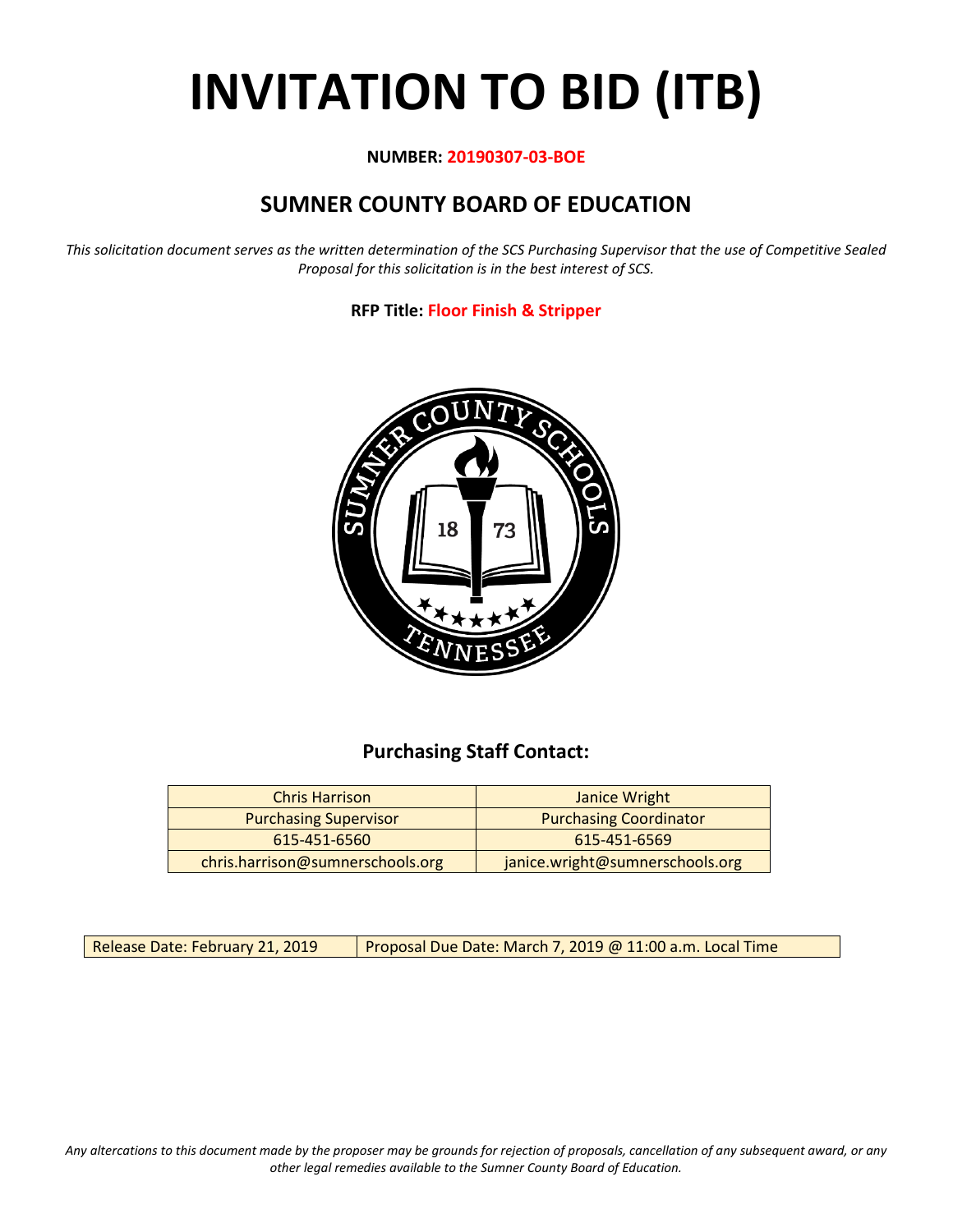# INVITATION TO BID (ITB)

**NUMBER: 20190307-03-BOE**

## SUMNER COUNTY BOARD OF EDUCATION

*This solicitation document serves as the written determination of the SCS Purchasing Supervisor that the use of Competitive Sealed Proposal for this solicitation is in the best interest of SCS.*

**RFP Title: Floor Finish & Stripper**

### Purchasing Staff Contact:

| Chris Harrison | Janice Wright |
|---|---|
| Purchasing Supervisor | Purchasing Coordinator |
| 615-451-6560 | 615-451-6569 |
| chris.harrison@sumnerschools.org | janice.wright@sumnerschools.org |

| Release Date: February 21, 2019 | Proposal Due Date: March 7, 2019 @ 11:00 a.m. Local Time |
|---|---|

*Any altercations to this document made by the proposer may be grounds for rejection of proposals, cancellation of any subsequent award, or any other legal remedies available to the Sumner County Board of Education.*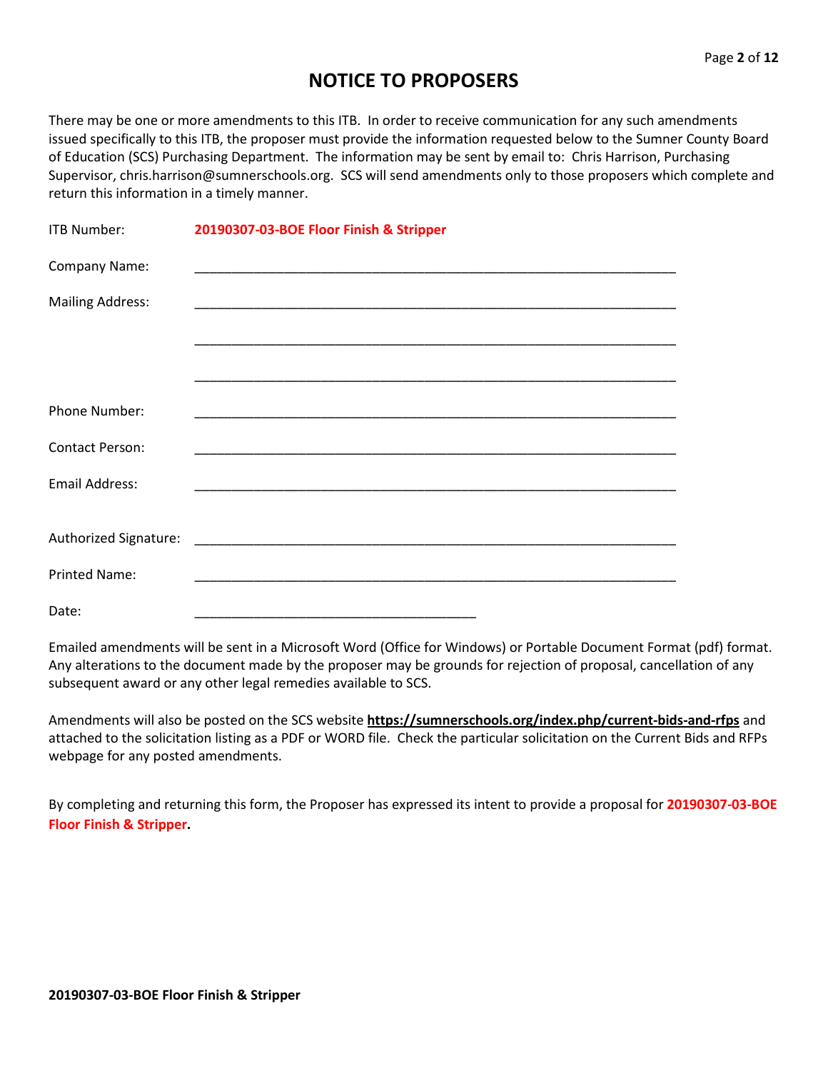# NOTICE TO PROPOSERS

There may be one or more amendments to this ITB. In order to receive communication for any such amendments issued specifically to this ITB, the proposer must provide the information requested below to the Sumner County Board of Education (SCS) Purchasing Department. The information may be sent by email to: Chris Harrison, Purchasing Supervisor, chris.harrison@sumnerschools.org. SCS will send amendments only to those proposers which complete and return this information in a timely manner.

ITB Number: **20190307-03-BOE Floor Finish & Stripper**

Company Name: ____________________________________________________________________

Mailing Address: ____________________________________________________________________

____________________________________________________________________

____________________________________________________________________

Phone Number: ____________________________________________________________________

Contact Person: ____________________________________________________________________

Email Address: ____________________________________________________________________

Authorized Signature: ____________________________________________________________________

Printed Name: ____________________________________________________________________

Date: _______________________________________

Emailed amendments will be sent in a Microsoft Word (Office for Windows) or Portable Document Format (pdf) format. Any alterations to the document made by the proposer may be grounds for rejection of proposal, cancellation of any subsequent award or any other legal remedies available to SCS.

Amendments will also be posted on the SCS website **https://sumnerschools.org/index.php/current-bids-and-rfps** and attached to the solicitation listing as a PDF or WORD file. Check the particular solicitation on the Current Bids and RFPs webpage for any posted amendments.

By completing and returning this form, the Proposer has expressed its intent to provide a proposal for **20190307-03-BOE Floor Finish & Stripper.**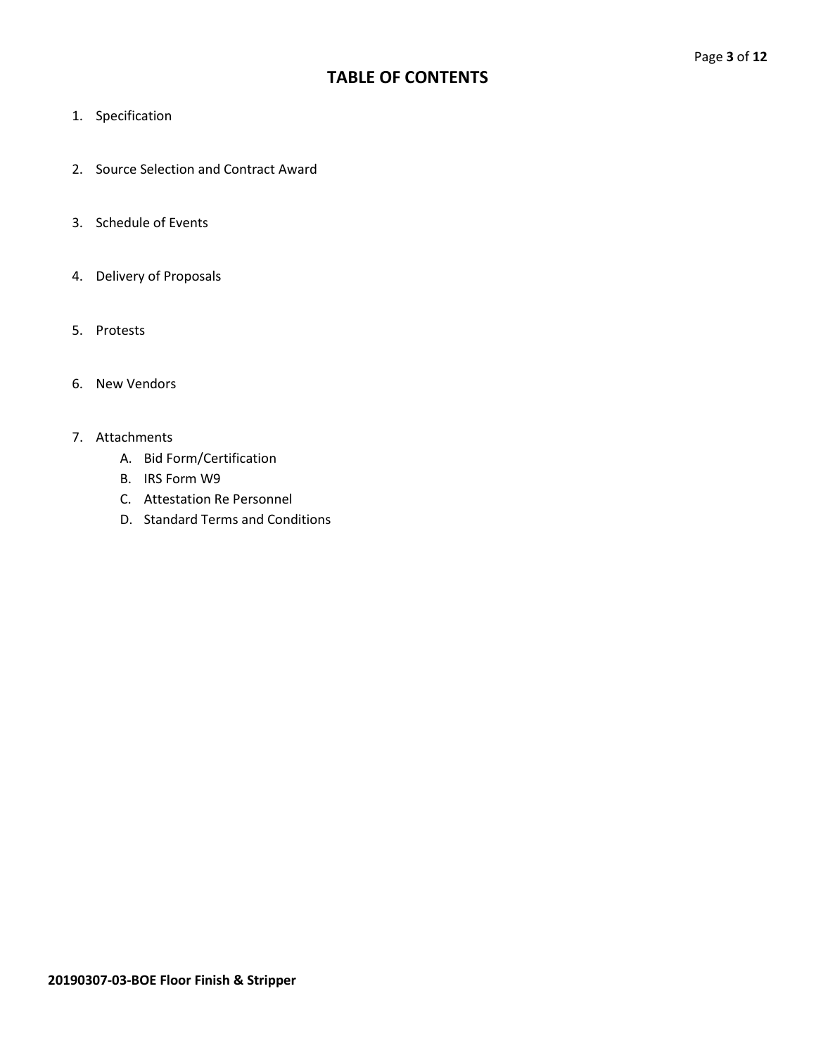# TABLE OF CONTENTS

1. Specification
2. Source Selection and Contract Award
3. Schedule of Events
4. Delivery of Proposals
5. Protests
6. New Vendors
7. Attachments
   A. Bid Form/Certification
   B. IRS Form W9
   C. Attestation Re Personnel
   D. Standard Terms and Conditions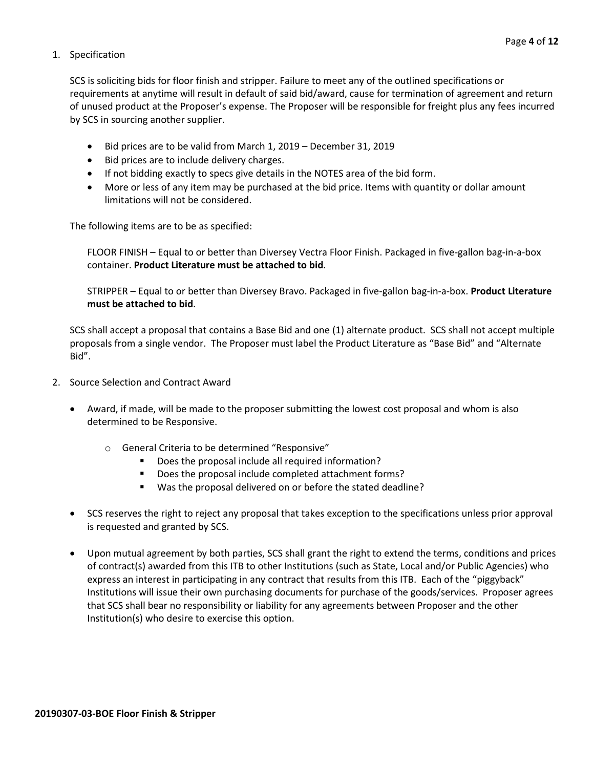1. Specification

   SCS is soliciting bids for floor finish and stripper. Failure to meet any of the outlined specifications or requirements at anytime will result in default of said bid/award, cause for termination of agreement and return of unused product at the Proposer's expense. The Proposer will be responsible for freight plus any fees incurred by SCS in sourcing another supplier.

   - Bid prices are to be valid from March 1, 2019 – December 31, 2019
   - Bid prices are to include delivery charges.
   - If not bidding exactly to specs give details in the NOTES area of the bid form.
   - More or less of any item may be purchased at the bid price. Items with quantity or dollar amount limitations will not be considered.

   The following items are to be as specified:

   FLOOR FINISH – Equal to or better than Diversey Vectra Floor Finish. Packaged in five-gallon bag-in-a-box container. **Product Literature must be attached to bid**.

   STRIPPER – Equal to or better than Diversey Bravo. Packaged in five-gallon bag-in-a-box. **Product Literature must be attached to bid**.

   SCS shall accept a proposal that contains a Base Bid and one (1) alternate product. SCS shall not accept multiple proposals from a single vendor. The Proposer must label the Product Literature as "Base Bid" and "Alternate Bid".

2. Source Selection and Contract Award

   - Award, if made, will be made to the proposer submitting the lowest cost proposal and whom is also determined to be Responsive.
     - General Criteria to be determined "Responsive"
       - Does the proposal include all required information?
       - Does the proposal include completed attachment forms?
       - Was the proposal delivered on or before the stated deadline?
   - SCS reserves the right to reject any proposal that takes exception to the specifications unless prior approval is requested and granted by SCS.
   - Upon mutual agreement by both parties, SCS shall grant the right to extend the terms, conditions and prices of contract(s) awarded from this ITB to other Institutions (such as State, Local and/or Public Agencies) who express an interest in participating in any contract that results from this ITB. Each of the "piggyback" Institutions will issue their own purchasing documents for purchase of the goods/services. Proposer agrees that SCS shall bear no responsibility or liability for any agreements between Proposer and the other Institution(s) who desire to exercise this option.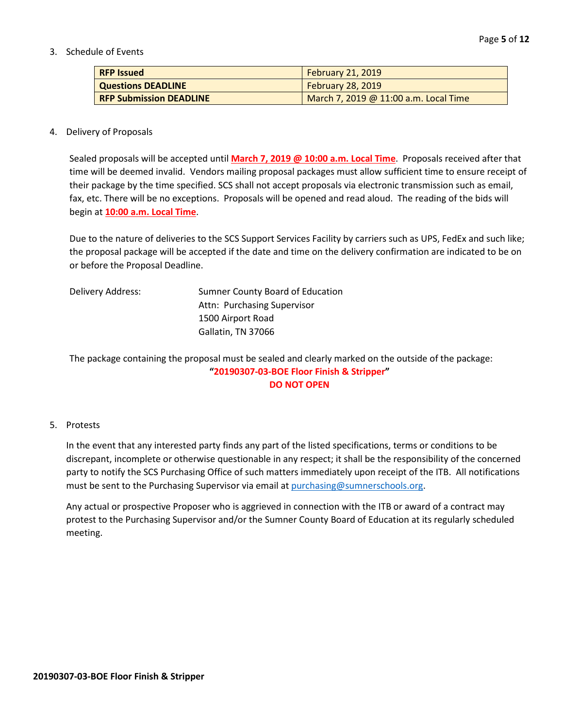3. Schedule of Events

| **RFP Issued** | February 21, 2019 |
| --- | --- |
| **Questions DEADLINE** | February 28, 2019 |
| **RFP Submission DEADLINE** | March 7, 2019 @ 11:00 a.m. Local Time |

4. Delivery of Proposals

Sealed proposals will be accepted until **March 7, 2019 @ 10:00 a.m. Local Time**. Proposals received after that time will be deemed invalid. Vendors mailing proposal packages must allow sufficient time to ensure receipt of their package by the time specified. SCS shall not accept proposals via electronic transmission such as email, fax, etc. There will be no exceptions. Proposals will be opened and read aloud. The reading of the bids will begin at **10:00 a.m. Local Time**.

Due to the nature of deliveries to the SCS Support Services Facility by carriers such as UPS, FedEx and such like; the proposal package will be accepted if the date and time on the delivery confirmation are indicated to be on or before the Proposal Deadline.

Delivery Address:

Sumner County Board of Education
Attn: Purchasing Supervisor
1500 Airport Road
Gallatin, TN 37066

The package containing the proposal must be sealed and clearly marked on the outside of the package:

**"20190307-03-BOE Floor Finish & Stripper"**
**DO NOT OPEN**

5. Protests

In the event that any interested party finds any part of the listed specifications, terms or conditions to be discrepant, incomplete or otherwise questionable in any respect; it shall be the responsibility of the concerned party to notify the SCS Purchasing Office of such matters immediately upon receipt of the ITB. All notifications must be sent to the Purchasing Supervisor via email at purchasing@sumnerschools.org.

Any actual or prospective Proposer who is aggrieved in connection with the ITB or award of a contract may protest to the Purchasing Supervisor and/or the Sumner County Board of Education at its regularly scheduled meeting.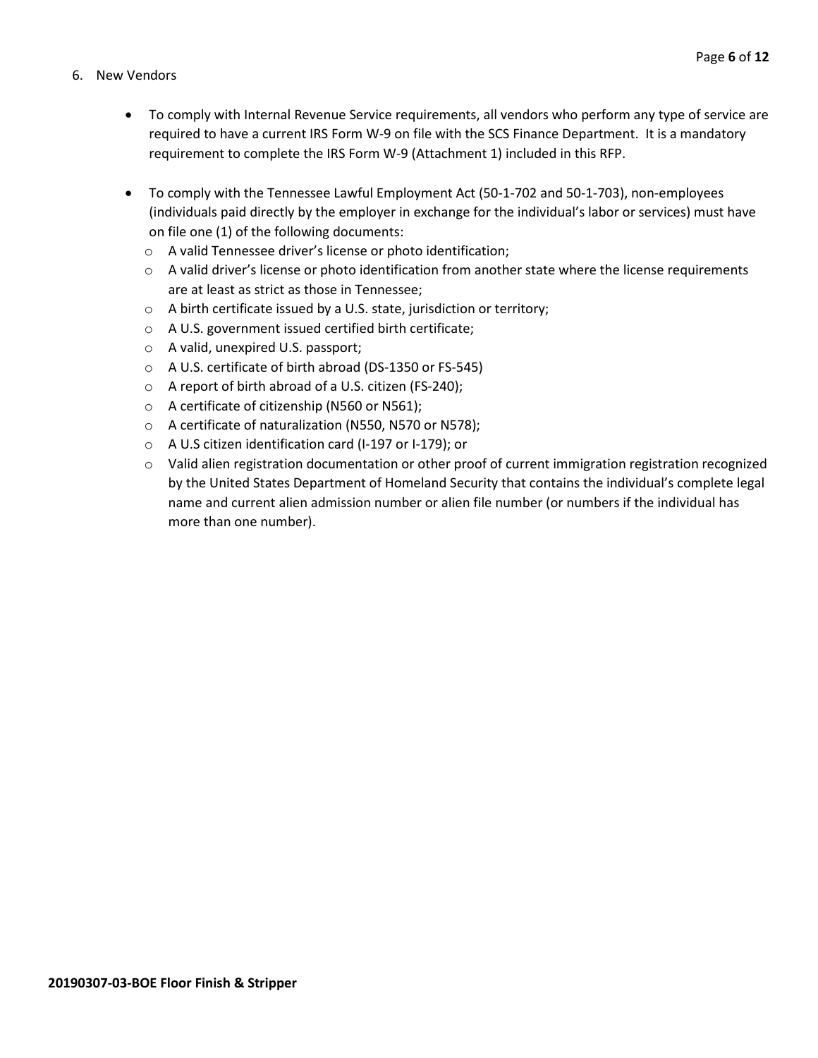6. New Vendors

- To comply with Internal Revenue Service requirements, all vendors who perform any type of service are required to have a current IRS Form W-9 on file with the SCS Finance Department. It is a mandatory requirement to complete the IRS Form W-9 (Attachment 1) included in this RFP.

- To comply with the Tennessee Lawful Employment Act (50-1-702 and 50-1-703), non-employees (individuals paid directly by the employer in exchange for the individual's labor or services) must have on file one (1) of the following documents:
  - A valid Tennessee driver's license or photo identification;
  - A valid driver's license or photo identification from another state where the license requirements are at least as strict as those in Tennessee;
  - A birth certificate issued by a U.S. state, jurisdiction or territory;
  - A U.S. government issued certified birth certificate;
  - A valid, unexpired U.S. passport;
  - A U.S. certificate of birth abroad (DS-1350 or FS-545)
  - A report of birth abroad of a U.S. citizen (FS-240);
  - A certificate of citizenship (N560 or N561);
  - A certificate of naturalization (N550, N570 or N578);
  - A U.S citizen identification card (I-197 or I-179); or
  - Valid alien registration documentation or other proof of current immigration registration recognized by the United States Department of Homeland Security that contains the individual's complete legal name and current alien admission number or alien file number (or numbers if the individual has more than one number).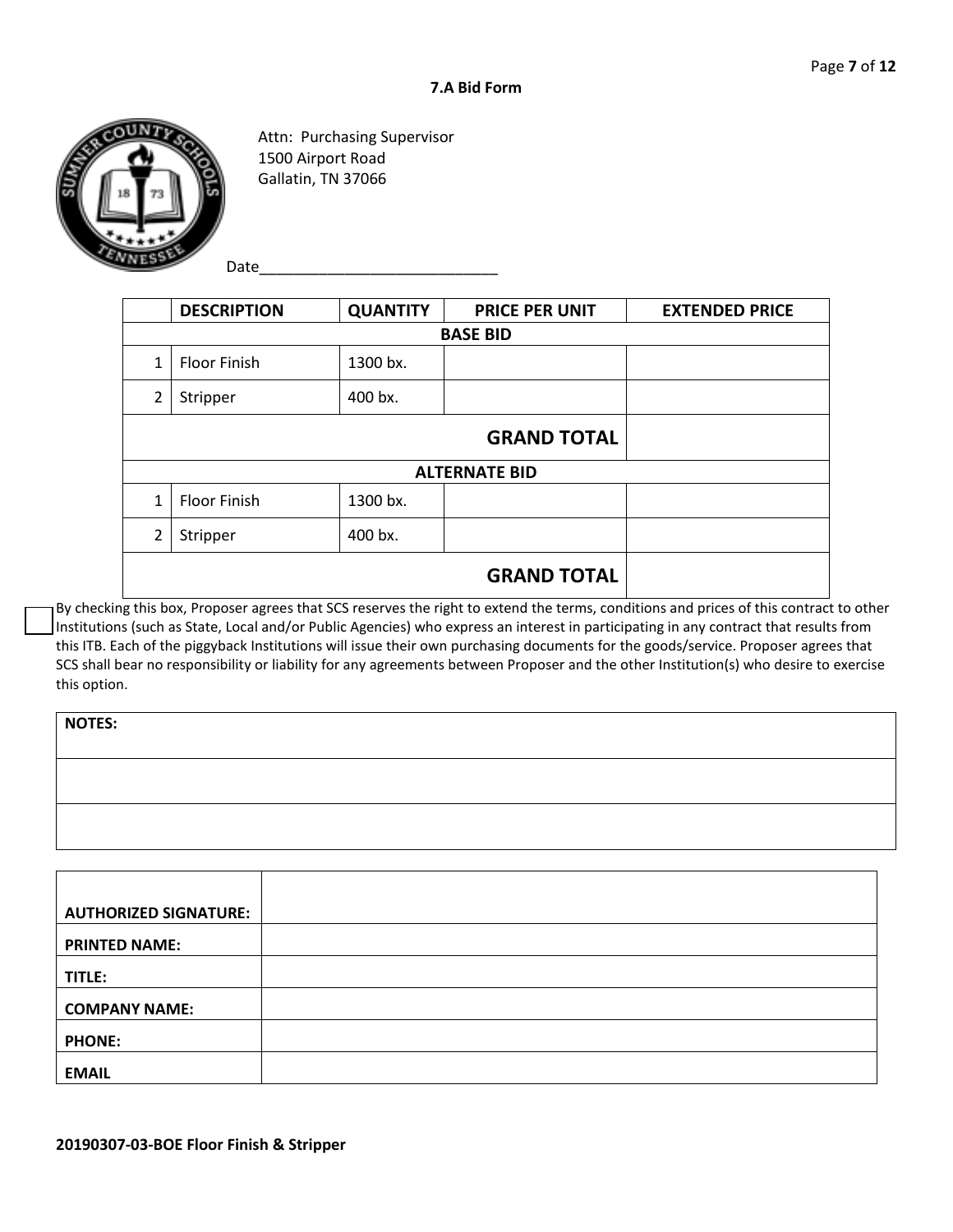### 7.A Bid Form

Attn: Purchasing Supervisor
1500 Airport Road
Gallatin, TN 37066

Date____________________________

| | DESCRIPTION | QUANTITY | PRICE PER UNIT | EXTENDED PRICE |
|---|---|---|---|---|
| **BASE BID** | | | | |
| 1 | Floor Finish | 1300 bx. | | |
| 2 | Stripper | 400 bx. | | |
| | | | **GRAND TOTAL** | |
| **ALTERNATE BID** | | | | |
| 1 | Floor Finish | 1300 bx. | | |
| 2 | Stripper | 400 bx. | | |
| | | | **GRAND TOTAL** | |

☐ By checking this box, Proposer agrees that SCS reserves the right to extend the terms, conditions and prices of this contract to other Institutions (such as State, Local and/or Public Agencies) who express an interest in participating in any contract that results from this ITB. Each of the piggyback Institutions will issue their own purchasing documents for the goods/service. Proposer agrees that SCS shall bear no responsibility or liability for any agreements between Proposer and the other Institution(s) who desire to exercise this option.

| NOTES: |
|---|
| |
| |

| | |
|---|---|
| **AUTHORIZED SIGNATURE:** | |
| **PRINTED NAME:** | |
| **TITLE:** | |
| **COMPANY NAME:** | |
| **PHONE:** | |
| **EMAIL** | |

**20190307-03-BOE Floor Finish & Stripper**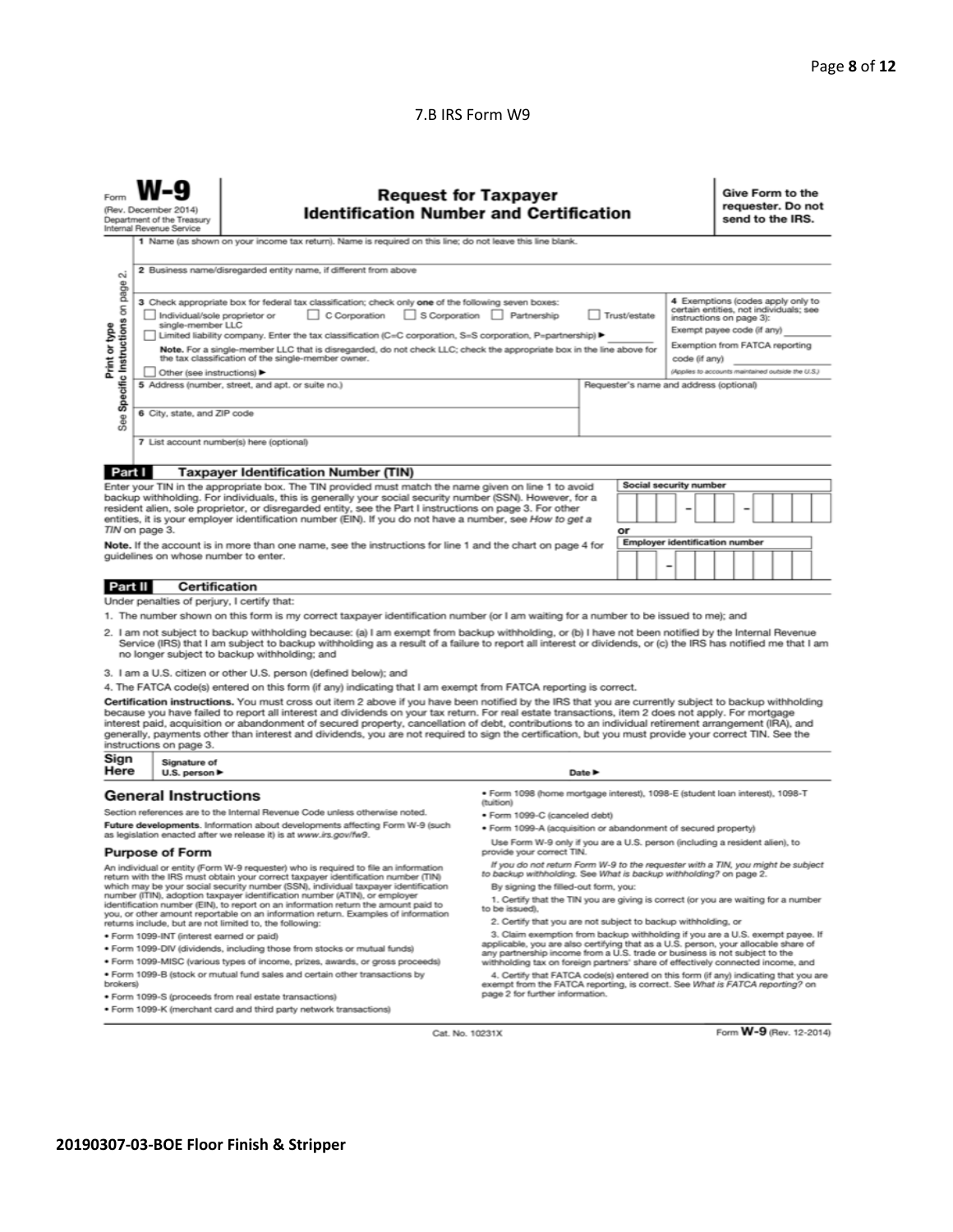7.B IRS Form W9

# Form W-9

(Rev. December 2014)
Department of the Treasury
Internal Revenue Service

## Request for Taxpayer Identification Number and Certification

**Give Form to the requester. Do not send to the IRS.**

Print or type
See Specific Instructions on page 2.

1 Name (as shown on your income tax return). Name is required on this line; do not leave this line blank.

2 Business name/disregarded entity name, if different from above

3 Check appropriate box for federal tax classification; check only **one** of the following seven boxes:
☐ Individual/sole proprietor or single-member LLC ☐ C Corporation ☐ S Corporation ☐ Partnership ☐ Trust/estate
☐ Limited liability company. Enter the tax classification (C=C corporation, S=S corporation, P=partnership) ► ________
**Note.** For a single-member LLC that is disregarded, do not check LLC; check the appropriate box in the line above for the tax classification of the single-member owner.
☐ Other (see instructions) ►

4 Exemptions (codes apply only to certain entities, not individuals; see instructions on page 3):
Exempt payee code (if any) ________
Exemption from FATCA reporting code (if any) ________
*(Applies to accounts maintained outside the U.S.)*

5 Address (number, street, and apt. or suite no.)

Requester's name and address (optional)

6 City, state, and ZIP code

7 List account number(s) here (optional)

### Part I Taxpayer Identification Number (TIN)

Enter your TIN in the appropriate box. The TIN provided must match the name given on line 1 to avoid backup withholding. For individuals, this is generally your social security number (SSN). However, for a resident alien, sole proprietor, or disregarded entity, see the Part I instructions on page 3. For other entities, it is your employer identification number (EIN). If you do not have a number, see *How to get a TIN* on page 3.

**Note.** If the account is in more than one name, see the instructions for line 1 and the chart on page 4 for guidelines on whose number to enter.

Social security number
☐☐☐ – ☐☐ – ☐☐☐☐

or

Employer identification number
☐☐ – ☐☐☐☐☐☐☐

### Part II Certification

Under penalties of perjury, I certify that:

1. The number shown on this form is my correct taxpayer identification number (or I am waiting for a number to be issued to me); and
2. I am not subject to backup withholding because: (a) I am exempt from backup withholding, or (b) I have not been notified by the Internal Revenue Service (IRS) that I am subject to backup withholding as a result of a failure to report all interest or dividends, or (c) the IRS has notified me that I am no longer subject to backup withholding; and
3. I am a U.S. citizen or other U.S. person (defined below); and
4. The FATCA code(s) entered on this form (if any) indicating that I am exempt from FATCA reporting is correct.

**Certification instructions.** You must cross out item 2 above if you have been notified by the IRS that you are currently subject to backup withholding because you have failed to report all interest and dividends on your tax return. For real estate transactions, item 2 does not apply. For mortgage interest paid, acquisition or abandonment of secured property, cancellation of debt, contributions to an individual retirement arrangement (IRA), and generally, payments other than interest and dividends, you are not required to sign the certification, but you must provide your correct TIN. See the instructions on page 3.

**Sign Here** Signature of U.S. person ► Date ►

## General Instructions

Section references are to the Internal Revenue Code unless otherwise noted.

**Future developments.** Information about developments affecting Form W-9 (such as legislation enacted after we release it) is at www.irs.gov/fw9.

### Purpose of Form

An individual or entity (Form W-9 requester) who is required to file an information return with the IRS must obtain your correct taxpayer identification number (TIN) which may be your social security number (SSN), individual taxpayer identification number (ITIN), adoption taxpayer identification number (ATIN), or employer identification number (EIN), to report on an information return the amount paid to you, or other amount reportable on an information return. Examples of information returns include, but are not limited to, the following:

- Form 1099-INT (interest earned or paid)
- Form 1099-DIV (dividends, including those from stocks or mutual funds)
- Form 1099-MISC (various types of income, prizes, awards, or gross proceeds)
- Form 1099-B (stock or mutual fund sales and certain other transactions by brokers)
- Form 1099-S (proceeds from real estate transactions)
- Form 1099-K (merchant card and third party network transactions)
- Form 1098 (home mortgage interest), 1098-E (student loan interest), 1098-T (tuition)
- Form 1099-C (canceled debt)
- Form 1099-A (acquisition or abandonment of secured property)

Use Form W-9 only if you are a U.S. person (including a resident alien), to provide your correct TIN.

*If you do not return Form W-9 to the requester with a TIN, you might be subject to backup withholding. See What is backup withholding? on page 2.*

By signing the filled-out form, you:

1. Certify that the TIN you are giving is correct (or you are waiting for a number to be issued),
2. Certify that you are not subject to backup withholding, or
3. Claim exemption from backup withholding if you are a U.S. exempt payee. If applicable, you are also certifying that as a U.S. person, your allocable share of any partnership income from a U.S. trade or business is not subject to the withholding tax on foreign partners' share of effectively connected income, and
4. Certify that FATCA code(s) entered on this form (if any) indicating that you are exempt from the FATCA reporting, is correct. See *What is FATCA reporting?* on page 2 for further information.

Cat. No. 10231X Form W-9 (Rev. 12-2014)

**20190307-03-BOE Floor Finish & Stripper**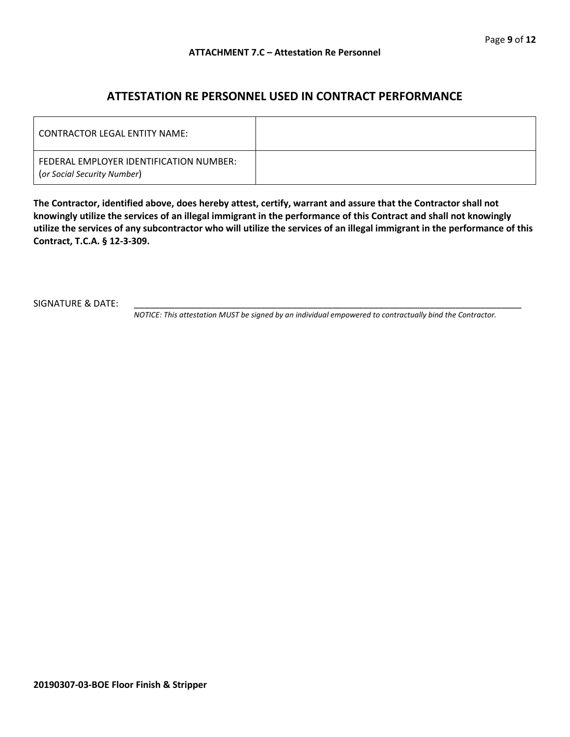**ATTACHMENT 7.C – Attestation Re Personnel**

## ATTESTATION RE PERSONNEL USED IN CONTRACT PERFORMANCE

| CONTRACTOR LEGAL ENTITY NAME: | |
|---|---|
| FEDERAL EMPLOYER IDENTIFICATION NUMBER: (*or Social Security Number*) | |

**The Contractor, identified above, does hereby attest, certify, warrant and assure that the Contractor shall not knowingly utilize the services of an illegal immigrant in the performance of this Contract and shall not knowingly utilize the services of any subcontractor who will utilize the services of an illegal immigrant in the performance of this Contract, T.C.A. § 12-3-309.**

SIGNATURE & DATE: ___________________________________________________________________________

*NOTICE: This attestation MUST be signed by an individual empowered to contractually bind the Contractor.*

**20190307-03-BOE Floor Finish & Stripper**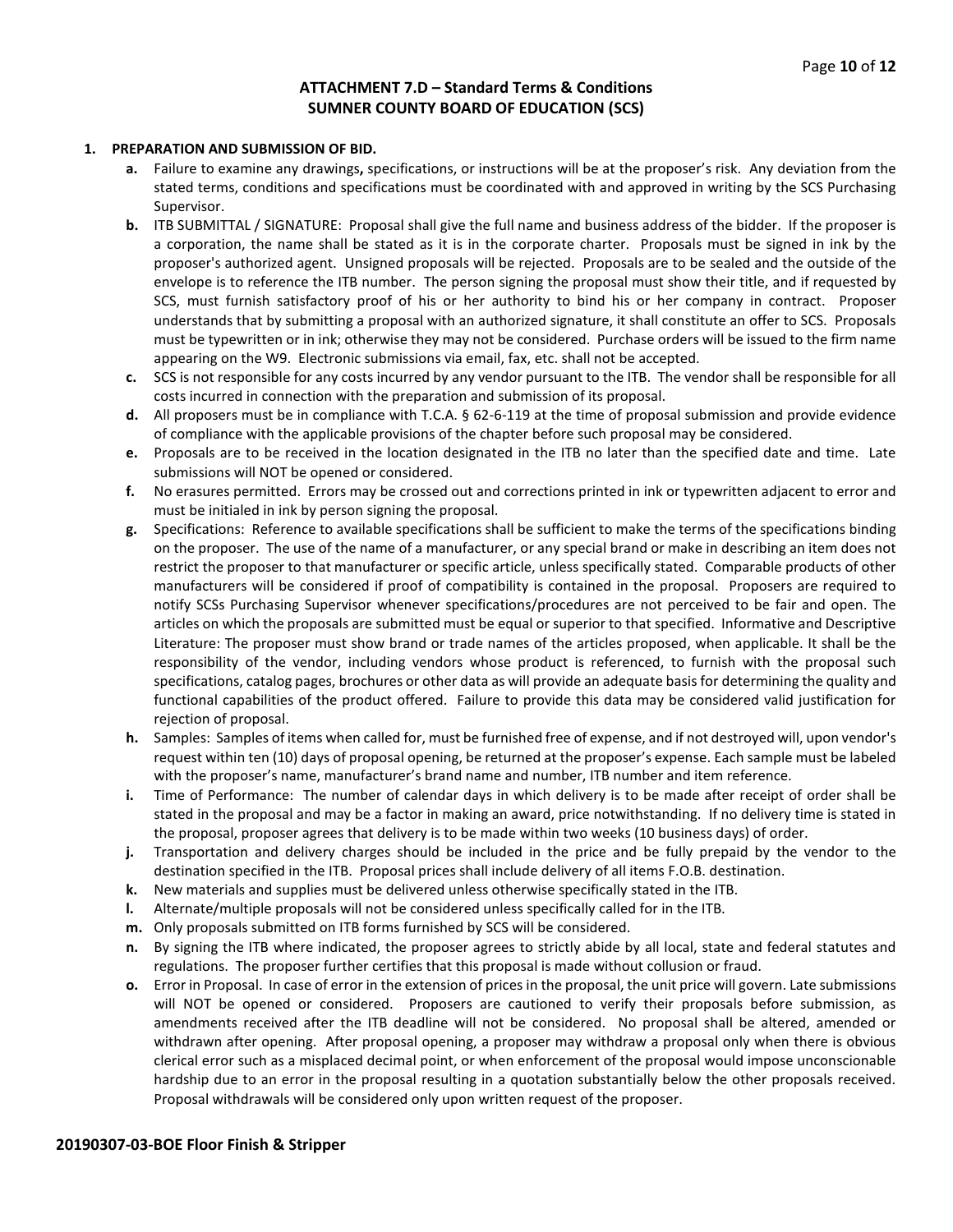## ATTACHMENT 7.D – Standard Terms & Conditions
## SUMNER COUNTY BOARD OF EDUCATION (SCS)

**1. PREPARATION AND SUBMISSION OF BID.**

- **a.** Failure to examine any drawings**,** specifications, or instructions will be at the proposer's risk. Any deviation from the stated terms, conditions and specifications must be coordinated with and approved in writing by the SCS Purchasing Supervisor.
- **b.** ITB SUBMITTAL / SIGNATURE: Proposal shall give the full name and business address of the bidder. If the proposer is a corporation, the name shall be stated as it is in the corporate charter. Proposals must be signed in ink by the proposer's authorized agent. Unsigned proposals will be rejected. Proposals are to be sealed and the outside of the envelope is to reference the ITB number. The person signing the proposal must show their title, and if requested by SCS, must furnish satisfactory proof of his or her authority to bind his or her company in contract. Proposer understands that by submitting a proposal with an authorized signature, it shall constitute an offer to SCS. Proposals must be typewritten or in ink; otherwise they may not be considered. Purchase orders will be issued to the firm name appearing on the W9. Electronic submissions via email, fax, etc. shall not be accepted.
- **c.** SCS is not responsible for any costs incurred by any vendor pursuant to the ITB. The vendor shall be responsible for all costs incurred in connection with the preparation and submission of its proposal.
- **d.** All proposers must be in compliance with T.C.A. § 62-6-119 at the time of proposal submission and provide evidence of compliance with the applicable provisions of the chapter before such proposal may be considered.
- **e.** Proposals are to be received in the location designated in the ITB no later than the specified date and time. Late submissions will NOT be opened or considered.
- **f.** No erasures permitted. Errors may be crossed out and corrections printed in ink or typewritten adjacent to error and must be initialed in ink by person signing the proposal.
- **g.** Specifications: Reference to available specifications shall be sufficient to make the terms of the specifications binding on the proposer. The use of the name of a manufacturer, or any special brand or make in describing an item does not restrict the proposer to that manufacturer or specific article, unless specifically stated. Comparable products of other manufacturers will be considered if proof of compatibility is contained in the proposal. Proposers are required to notify SCSs Purchasing Supervisor whenever specifications/procedures are not perceived to be fair and open. The articles on which the proposals are submitted must be equal or superior to that specified. Informative and Descriptive Literature: The proposer must show brand or trade names of the articles proposed, when applicable. It shall be the responsibility of the vendor, including vendors whose product is referenced, to furnish with the proposal such specifications, catalog pages, brochures or other data as will provide an adequate basis for determining the quality and functional capabilities of the product offered. Failure to provide this data may be considered valid justification for rejection of proposal.
- **h.** Samples: Samples of items when called for, must be furnished free of expense, and if not destroyed will, upon vendor's request within ten (10) days of proposal opening, be returned at the proposer's expense. Each sample must be labeled with the proposer's name, manufacturer's brand name and number, ITB number and item reference.
- **i.** Time of Performance: The number of calendar days in which delivery is to be made after receipt of order shall be stated in the proposal and may be a factor in making an award, price notwithstanding. If no delivery time is stated in the proposal, proposer agrees that delivery is to be made within two weeks (10 business days) of order.
- **j.** Transportation and delivery charges should be included in the price and be fully prepaid by the vendor to the destination specified in the ITB. Proposal prices shall include delivery of all items F.O.B. destination.
- **k.** New materials and supplies must be delivered unless otherwise specifically stated in the ITB.
- **l.** Alternate/multiple proposals will not be considered unless specifically called for in the ITB.
- **m.** Only proposals submitted on ITB forms furnished by SCS will be considered.
- **n.** By signing the ITB where indicated, the proposer agrees to strictly abide by all local, state and federal statutes and regulations. The proposer further certifies that this proposal is made without collusion or fraud.
- **o.** Error in Proposal. In case of error in the extension of prices in the proposal, the unit price will govern. Late submissions will NOT be opened or considered. Proposers are cautioned to verify their proposals before submission, as amendments received after the ITB deadline will not be considered. No proposal shall be altered, amended or withdrawn after opening. After proposal opening, a proposer may withdraw a proposal only when there is obvious clerical error such as a misplaced decimal point, or when enforcement of the proposal would impose unconscionable hardship due to an error in the proposal resulting in a quotation substantially below the other proposals received. Proposal withdrawals will be considered only upon written request of the proposer.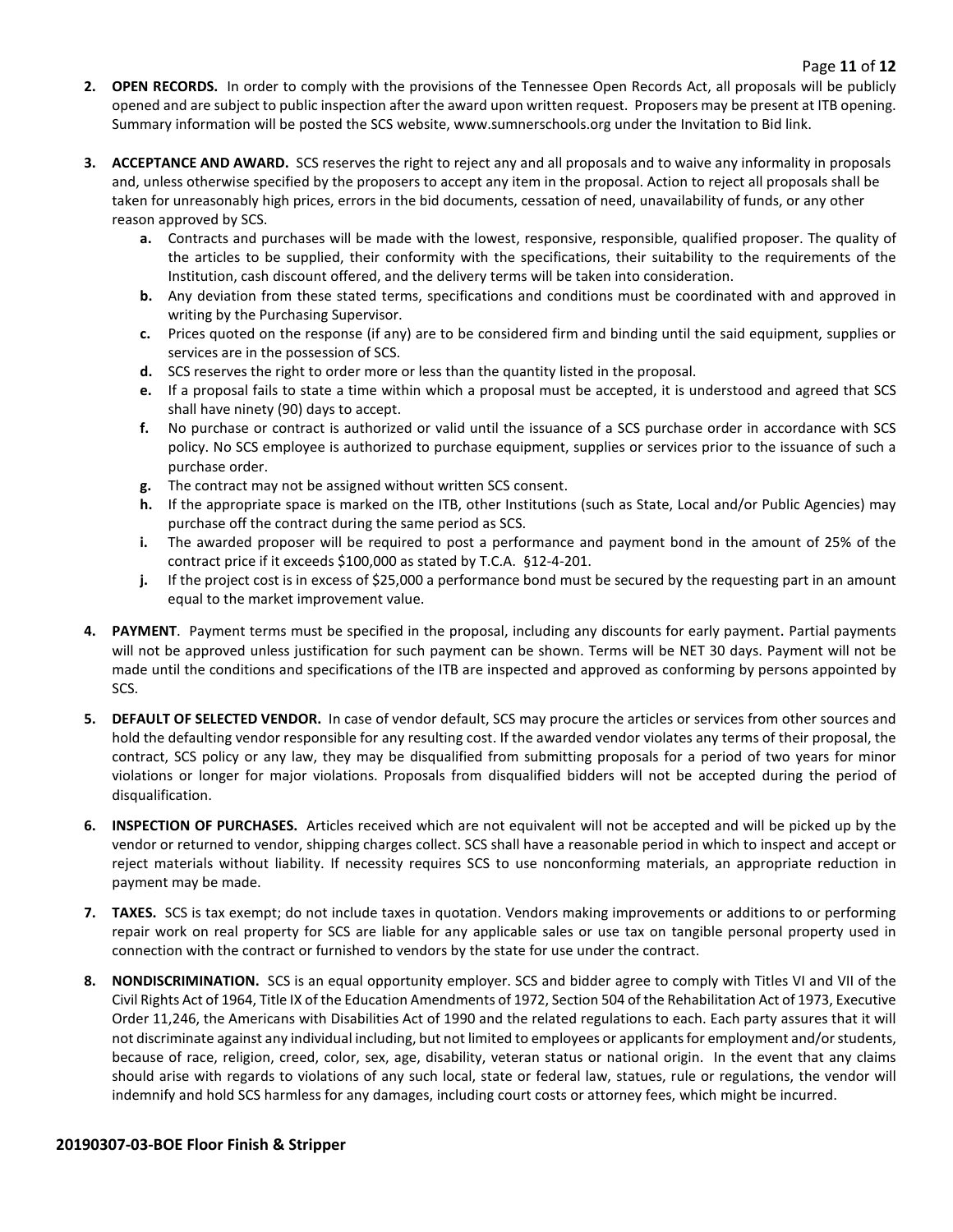2. **OPEN RECORDS.** In order to comply with the provisions of the Tennessee Open Records Act, all proposals will be publicly opened and are subject to public inspection after the award upon written request. Proposers may be present at ITB opening. Summary information will be posted the SCS website, www.sumnerschools.org under the Invitation to Bid link.

3. **ACCEPTANCE AND AWARD.** SCS reserves the right to reject any and all proposals and to waive any informality in proposals and, unless otherwise specified by the proposers to accept any item in the proposal. Action to reject all proposals shall be taken for unreasonably high prices, errors in the bid documents, cessation of need, unavailability of funds, or any other reason approved by SCS.
   - **a.** Contracts and purchases will be made with the lowest, responsive, responsible, qualified proposer. The quality of the articles to be supplied, their conformity with the specifications, their suitability to the requirements of the Institution, cash discount offered, and the delivery terms will be taken into consideration.
   - **b.** Any deviation from these stated terms, specifications and conditions must be coordinated with and approved in writing by the Purchasing Supervisor.
   - **c.** Prices quoted on the response (if any) are to be considered firm and binding until the said equipment, supplies or services are in the possession of SCS.
   - **d.** SCS reserves the right to order more or less than the quantity listed in the proposal.
   - **e.** If a proposal fails to state a time within which a proposal must be accepted, it is understood and agreed that SCS shall have ninety (90) days to accept.
   - **f.** No purchase or contract is authorized or valid until the issuance of a SCS purchase order in accordance with SCS policy. No SCS employee is authorized to purchase equipment, supplies or services prior to the issuance of such a purchase order.
   - **g.** The contract may not be assigned without written SCS consent.
   - **h.** If the appropriate space is marked on the ITB, other Institutions (such as State, Local and/or Public Agencies) may purchase off the contract during the same period as SCS.
   - **i.** The awarded proposer will be required to post a performance and payment bond in the amount of 25% of the contract price if it exceeds $100,000 as stated by T.C.A. §12-4-201.
   - **j.** If the project cost is in excess of $25,000 a performance bond must be secured by the requesting part in an amount equal to the market improvement value.

4. **PAYMENT**. Payment terms must be specified in the proposal, including any discounts for early payment. Partial payments will not be approved unless justification for such payment can be shown. Terms will be NET 30 days. Payment will not be made until the conditions and specifications of the ITB are inspected and approved as conforming by persons appointed by SCS.

5. **DEFAULT OF SELECTED VENDOR.** In case of vendor default, SCS may procure the articles or services from other sources and hold the defaulting vendor responsible for any resulting cost. If the awarded vendor violates any terms of their proposal, the contract, SCS policy or any law, they may be disqualified from submitting proposals for a period of two years for minor violations or longer for major violations. Proposals from disqualified bidders will not be accepted during the period of disqualification.

6. **INSPECTION OF PURCHASES.** Articles received which are not equivalent will not be accepted and will be picked up by the vendor or returned to vendor, shipping charges collect. SCS shall have a reasonable period in which to inspect and accept or reject materials without liability. If necessity requires SCS to use nonconforming materials, an appropriate reduction in payment may be made.

7. **TAXES.** SCS is tax exempt; do not include taxes in quotation. Vendors making improvements or additions to or performing repair work on real property for SCS are liable for any applicable sales or use tax on tangible personal property used in connection with the contract or furnished to vendors by the state for use under the contract.

8. **NONDISCRIMINATION.** SCS is an equal opportunity employer. SCS and bidder agree to comply with Titles VI and VII of the Civil Rights Act of 1964, Title IX of the Education Amendments of 1972, Section 504 of the Rehabilitation Act of 1973, Executive Order 11,246, the Americans with Disabilities Act of 1990 and the related regulations to each. Each party assures that it will not discriminate against any individual including, but not limited to employees or applicants for employment and/or students, because of race, religion, creed, color, sex, age, disability, veteran status or national origin. In the event that any claims should arise with regards to violations of any such local, state or federal law, statues, rule or regulations, the vendor will indemnify and hold SCS harmless for any damages, including court costs or attorney fees, which might be incurred.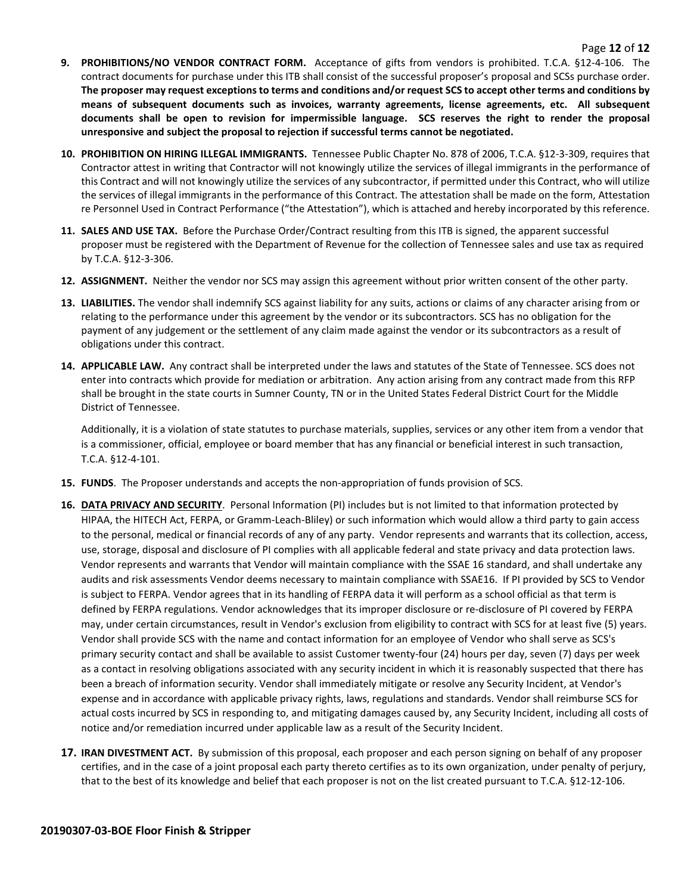9. **PROHIBITIONS/NO VENDOR CONTRACT FORM.** Acceptance of gifts from vendors is prohibited. T.C.A. §12-4-106. The contract documents for purchase under this ITB shall consist of the successful proposer's proposal and SCSs purchase order. **The proposer may request exceptions to terms and conditions and/or request SCS to accept other terms and conditions by means of subsequent documents such as invoices, warranty agreements, license agreements, etc. All subsequent documents shall be open to revision for impermissible language. SCS reserves the right to render the proposal unresponsive and subject the proposal to rejection if successful terms cannot be negotiated.**

10. **PROHIBITION ON HIRING ILLEGAL IMMIGRANTS.** Tennessee Public Chapter No. 878 of 2006, T.C.A. §12-3-309, requires that Contractor attest in writing that Contractor will not knowingly utilize the services of illegal immigrants in the performance of this Contract and will not knowingly utilize the services of any subcontractor, if permitted under this Contract, who will utilize the services of illegal immigrants in the performance of this Contract. The attestation shall be made on the form, Attestation re Personnel Used in Contract Performance ("the Attestation"), which is attached and hereby incorporated by this reference.

11. **SALES AND USE TAX.** Before the Purchase Order/Contract resulting from this ITB is signed, the apparent successful proposer must be registered with the Department of Revenue for the collection of Tennessee sales and use tax as required by T.C.A. §12-3-306.

12. **ASSIGNMENT.** Neither the vendor nor SCS may assign this agreement without prior written consent of the other party.

13. **LIABILITIES.** The vendor shall indemnify SCS against liability for any suits, actions or claims of any character arising from or relating to the performance under this agreement by the vendor or its subcontractors. SCS has no obligation for the payment of any judgement or the settlement of any claim made against the vendor or its subcontractors as a result of obligations under this contract.

14. **APPLICABLE LAW.** Any contract shall be interpreted under the laws and statutes of the State of Tennessee. SCS does not enter into contracts which provide for mediation or arbitration. Any action arising from any contract made from this RFP shall be brought in the state courts in Sumner County, TN or in the United States Federal District Court for the Middle District of Tennessee.

    Additionally, it is a violation of state statutes to purchase materials, supplies, services or any other item from a vendor that is a commissioner, official, employee or board member that has any financial or beneficial interest in such transaction, T.C.A. §12-4-101.

15. **FUNDS**. The Proposer understands and accepts the non-appropriation of funds provision of SCS.

16. **<u>DATA PRIVACY AND SECURITY</u>**. Personal Information (PI) includes but is not limited to that information protected by HIPAA, the HITECH Act, FERPA, or Gramm-Leach-Bliley) or such information which would allow a third party to gain access to the personal, medical or financial records of any of any party. Vendor represents and warrants that its collection, access, use, storage, disposal and disclosure of PI complies with all applicable federal and state privacy and data protection laws. Vendor represents and warrants that Vendor will maintain compliance with the SSAE 16 standard, and shall undertake any audits and risk assessments Vendor deems necessary to maintain compliance with SSAE16. If PI provided by SCS to Vendor is subject to FERPA. Vendor agrees that in its handling of FERPA data it will perform as a school official as that term is defined by FERPA regulations. Vendor acknowledges that its improper disclosure or re-disclosure of PI covered by FERPA may, under certain circumstances, result in Vendor's exclusion from eligibility to contract with SCS for at least five (5) years. Vendor shall provide SCS with the name and contact information for an employee of Vendor who shall serve as SCS's primary security contact and shall be available to assist Customer twenty-four (24) hours per day, seven (7) days per week as a contact in resolving obligations associated with any security incident in which it is reasonably suspected that there has been a breach of information security. Vendor shall immediately mitigate or resolve any Security Incident, at Vendor's expense and in accordance with applicable privacy rights, laws, regulations and standards. Vendor shall reimburse SCS for actual costs incurred by SCS in responding to, and mitigating damages caused by, any Security Incident, including all costs of notice and/or remediation incurred under applicable law as a result of the Security Incident.

17. **IRAN DIVESTMENT ACT.** By submission of this proposal, each proposer and each person signing on behalf of any proposer certifies, and in the case of a joint proposal each party thereto certifies as to its own organization, under penalty of perjury, that to the best of its knowledge and belief that each proposer is not on the list created pursuant to T.C.A. §12-12-106.

**20190307-03-BOE Floor Finish & Stripper**